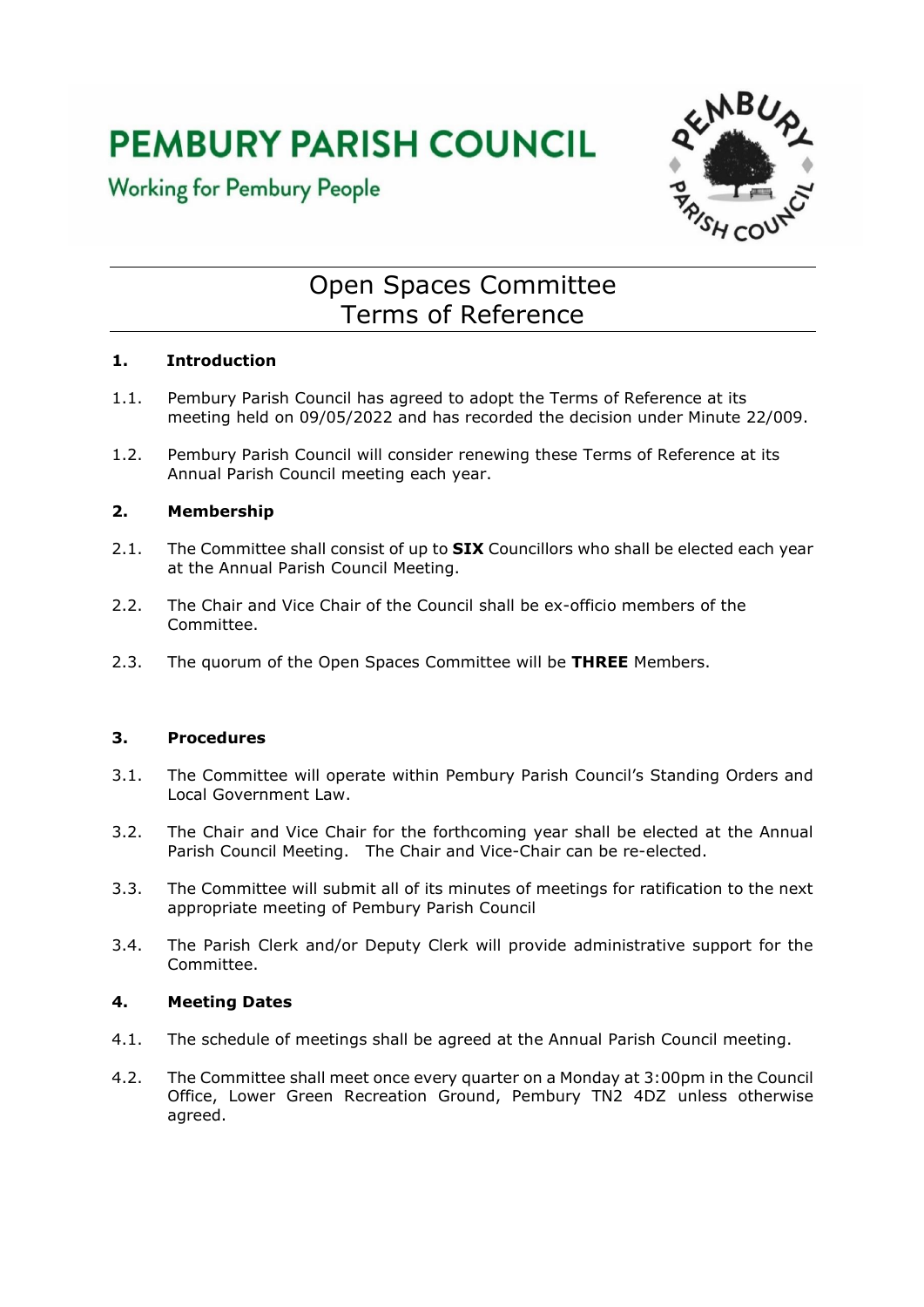# PEMBURY PARISH COUNCIL

Working for Pembury People

## Open Spaces Committee Terms of Reference

### 1. Introduction

1.1. Pembury Parish Council has agreed to adopt the Terms of Reference at its meeting held on 09/05/2022 and has recorded the decision under Minute 22/009.

1.2. Pembury Parish Council will consider renewing these Terms of Reference at its Annual Parish Council meeting each year.

### 2. Membership

2.1. The Committee shall consist of up to **SIX** Councillors who shall be elected each year at the Annual Parish Council Meeting.

2.2. The Chair and Vice Chair of the Council shall be ex-officio members of the Committee.

2.3. The quorum of the Open Spaces Committee will be **THREE** Members.

### 3. Procedures

3.1. The Committee will operate within Pembury Parish Council's Standing Orders and Local Government Law.

3.2. The Chair and Vice Chair for the forthcoming year shall be elected at the Annual Parish Council Meeting. The Chair and Vice-Chair can be re-elected.

3.3. The Committee will submit all of its minutes of meetings for ratification to the next appropriate meeting of Pembury Parish Council

3.4. The Parish Clerk and/or Deputy Clerk will provide administrative support for the Committee.

### 4. Meeting Dates

4.1. The schedule of meetings shall be agreed at the Annual Parish Council meeting.

4.2. The Committee shall meet once every quarter on a Monday at 3:00pm in the Council Office, Lower Green Recreation Ground, Pembury TN2 4DZ unless otherwise agreed.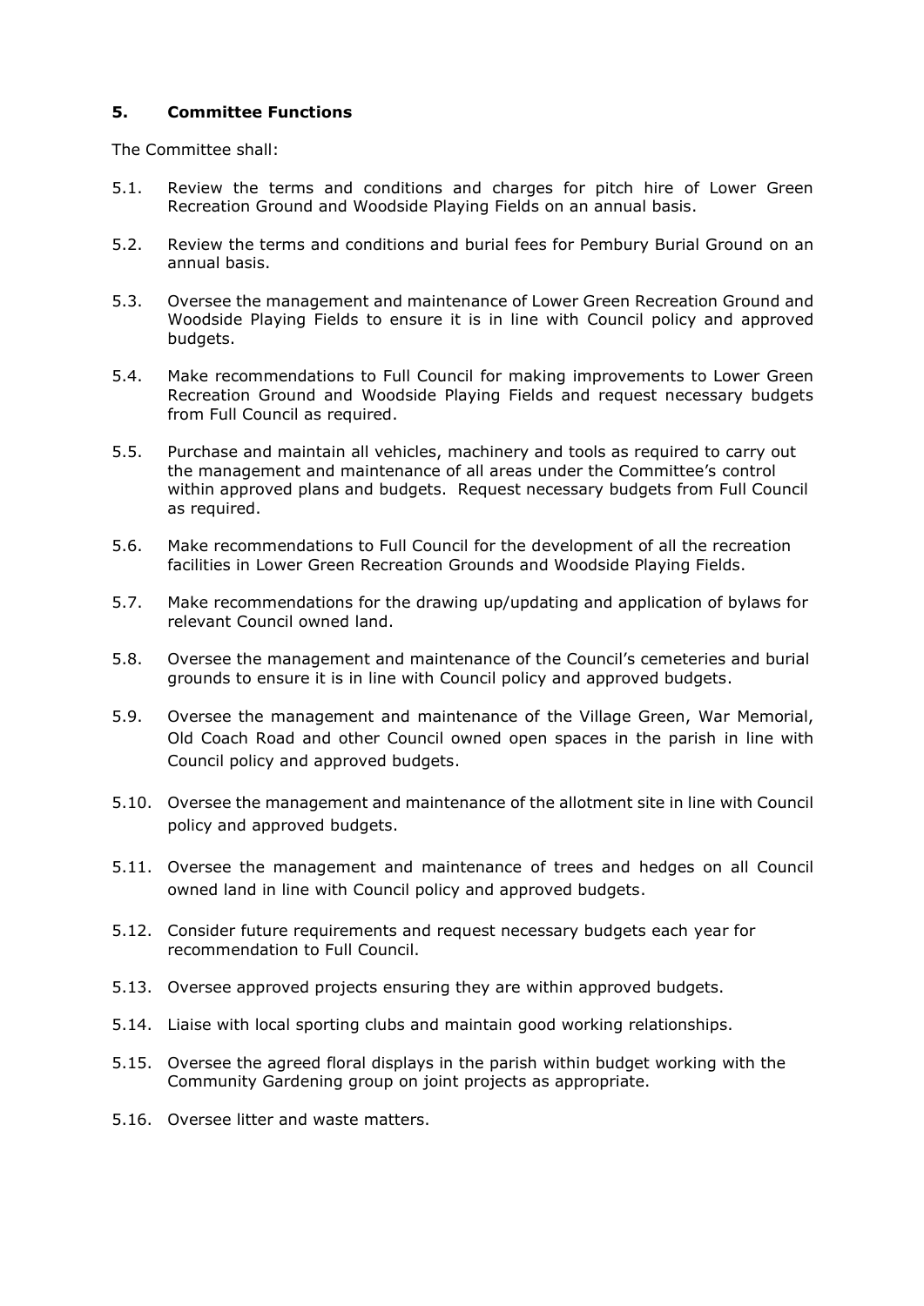## 5. Committee Functions

The Committee shall:

5.1. Review the terms and conditions and charges for pitch hire of Lower Green Recreation Ground and Woodside Playing Fields on an annual basis.

5.2. Review the terms and conditions and burial fees for Pembury Burial Ground on an annual basis.

5.3. Oversee the management and maintenance of Lower Green Recreation Ground and Woodside Playing Fields to ensure it is in line with Council policy and approved budgets.

5.4. Make recommendations to Full Council for making improvements to Lower Green Recreation Ground and Woodside Playing Fields and request necessary budgets from Full Council as required.

5.5. Purchase and maintain all vehicles, machinery and tools as required to carry out the management and maintenance of all areas under the Committee's control within approved plans and budgets. Request necessary budgets from Full Council as required.

5.6. Make recommendations to Full Council for the development of all the recreation facilities in Lower Green Recreation Grounds and Woodside Playing Fields.

5.7. Make recommendations for the drawing up/updating and application of bylaws for relevant Council owned land.

5.8. Oversee the management and maintenance of the Council's cemeteries and burial grounds to ensure it is in line with Council policy and approved budgets.

5.9. Oversee the management and maintenance of the Village Green, War Memorial, Old Coach Road and other Council owned open spaces in the parish in line with Council policy and approved budgets.

5.10. Oversee the management and maintenance of the allotment site in line with Council policy and approved budgets.

5.11. Oversee the management and maintenance of trees and hedges on all Council owned land in line with Council policy and approved budgets.

5.12. Consider future requirements and request necessary budgets each year for recommendation to Full Council.

5.13. Oversee approved projects ensuring they are within approved budgets.

5.14. Liaise with local sporting clubs and maintain good working relationships.

5.15. Oversee the agreed floral displays in the parish within budget working with the Community Gardening group on joint projects as appropriate.

5.16. Oversee litter and waste matters.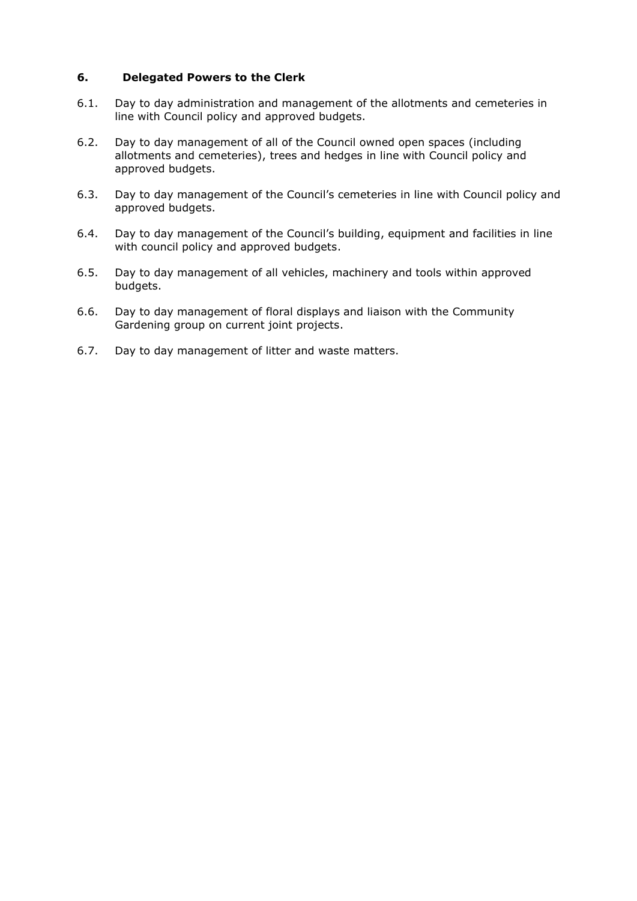## 6. Delegated Powers to the Clerk

6.1. Day to day administration and management of the allotments and cemeteries in line with Council policy and approved budgets.

6.2. Day to day management of all of the Council owned open spaces (including allotments and cemeteries), trees and hedges in line with Council policy and approved budgets.

6.3. Day to day management of the Council's cemeteries in line with Council policy and approved budgets.

6.4. Day to day management of the Council's building, equipment and facilities in line with council policy and approved budgets.

6.5. Day to day management of all vehicles, machinery and tools within approved budgets.

6.6. Day to day management of floral displays and liaison with the Community Gardening group on current joint projects.

6.7. Day to day management of litter and waste matters.